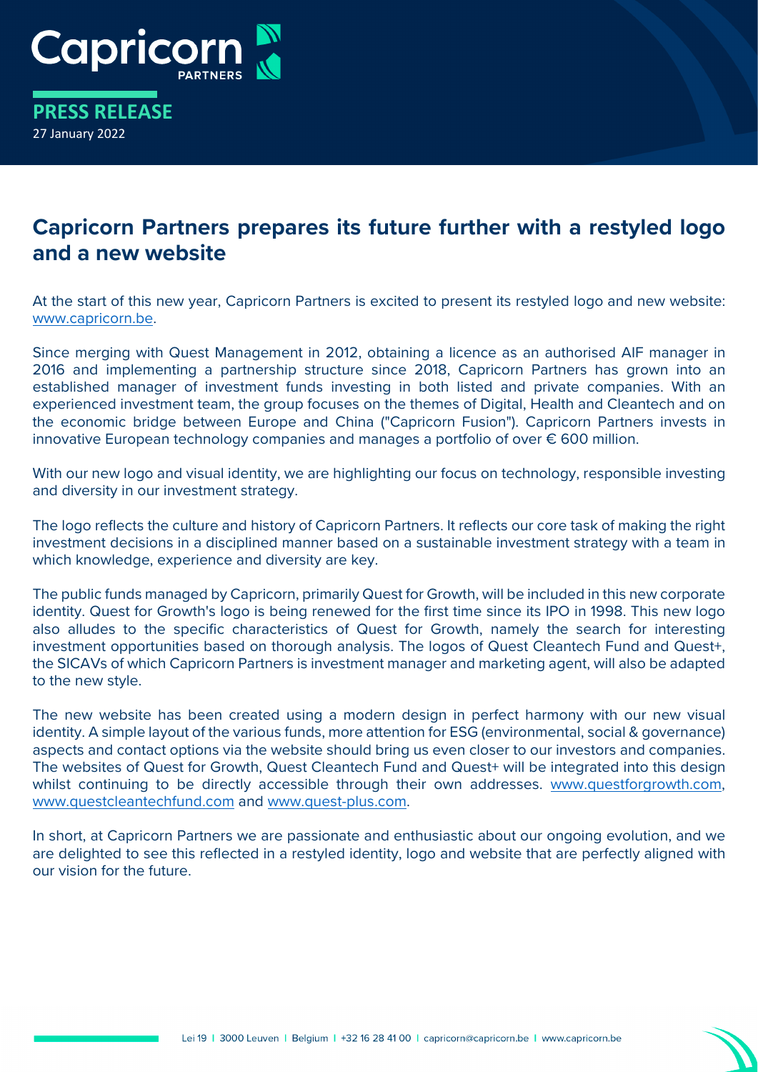**PRESS RELEASE**

27 January 2022

# Capricorn Partners prepares its future further with a restyled logo and a new website

At the start of this new year, Capricorn Partners is excited to present its restyled logo and new website: www.capricorn.be.

Since merging with Quest Management in 2012, obtaining a licence as an authorised AIF manager in 2016 and implementing a partnership structure since 2018, Capricorn Partners has grown into an established manager of investment funds investing in both listed and private companies. With an experienced investment team, the group focuses on the themes of Digital, Health and Cleantech and on the economic bridge between Europe and China ("Capricorn Fusion"). Capricorn Partners invests in innovative European technology companies and manages a portfolio of over € 600 million.

With our new logo and visual identity, we are highlighting our focus on technology, responsible investing and diversity in our investment strategy.

The logo reflects the culture and history of Capricorn Partners. It reflects our core task of making the right investment decisions in a disciplined manner based on a sustainable investment strategy with a team in which knowledge, experience and diversity are key.

The public funds managed by Capricorn, primarily Quest for Growth, will be included in this new corporate identity. Quest for Growth's logo is being renewed for the first time since its IPO in 1998. This new logo also alludes to the specific characteristics of Quest for Growth, namely the search for interesting investment opportunities based on thorough analysis. The logos of Quest Cleantech Fund and Quest+, the SICAVs of which Capricorn Partners is investment manager and marketing agent, will also be adapted to the new style.

The new website has been created using a modern design in perfect harmony with our new visual identity. A simple layout of the various funds, more attention for ESG (environmental, social & governance) aspects and contact options via the website should bring us even closer to our investors and companies. The websites of Quest for Growth, Quest Cleantech Fund and Quest+ will be integrated into this design whilst continuing to be directly accessible through their own addresses. www.questforgrowth.com, www.questcleantechfund.com and www.quest-plus.com.

In short, at Capricorn Partners we are passionate and enthusiastic about our ongoing evolution, and we are delighted to see this reflected in a restyled identity, logo and website that are perfectly aligned with our vision for the future.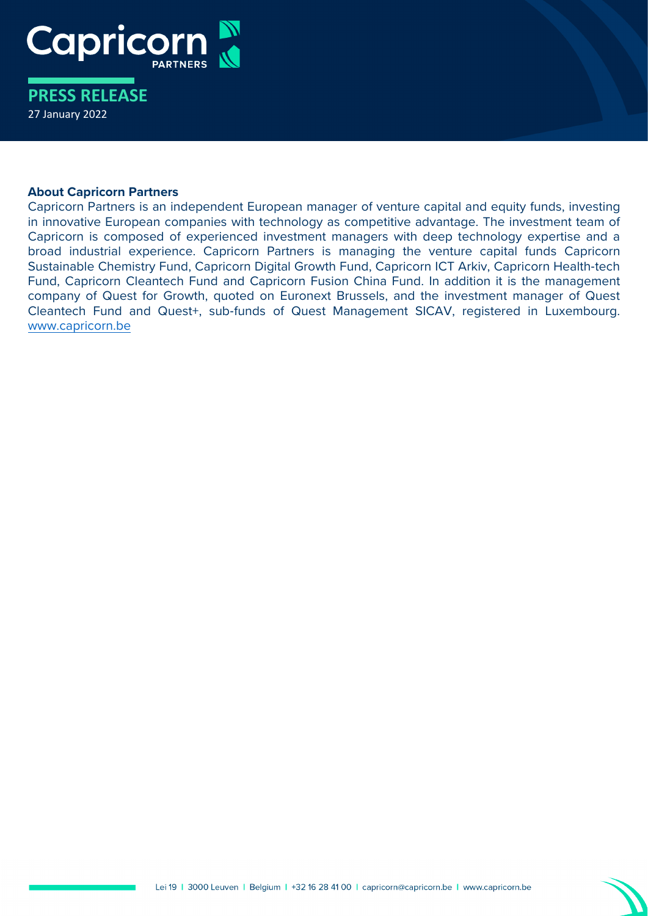**About Capricorn Partners**

Capricorn Partners is an independent European manager of venture capital and equity funds, investing in innovative European companies with technology as competitive advantage. The investment team of Capricorn is composed of experienced investment managers with deep technology expertise and a broad industrial experience. Capricorn Partners is managing the venture capital funds Capricorn Sustainable Chemistry Fund, Capricorn Digital Growth Fund, Capricorn ICT Arkiv, Capricorn Health-tech Fund, Capricorn Cleantech Fund and Capricorn Fusion China Fund. In addition it is the management company of Quest for Growth, quoted on Euronext Brussels, and the investment manager of Quest Cleantech Fund and Quest+, sub-funds of Quest Management SICAV, registered in Luxembourg. www.capricorn.be